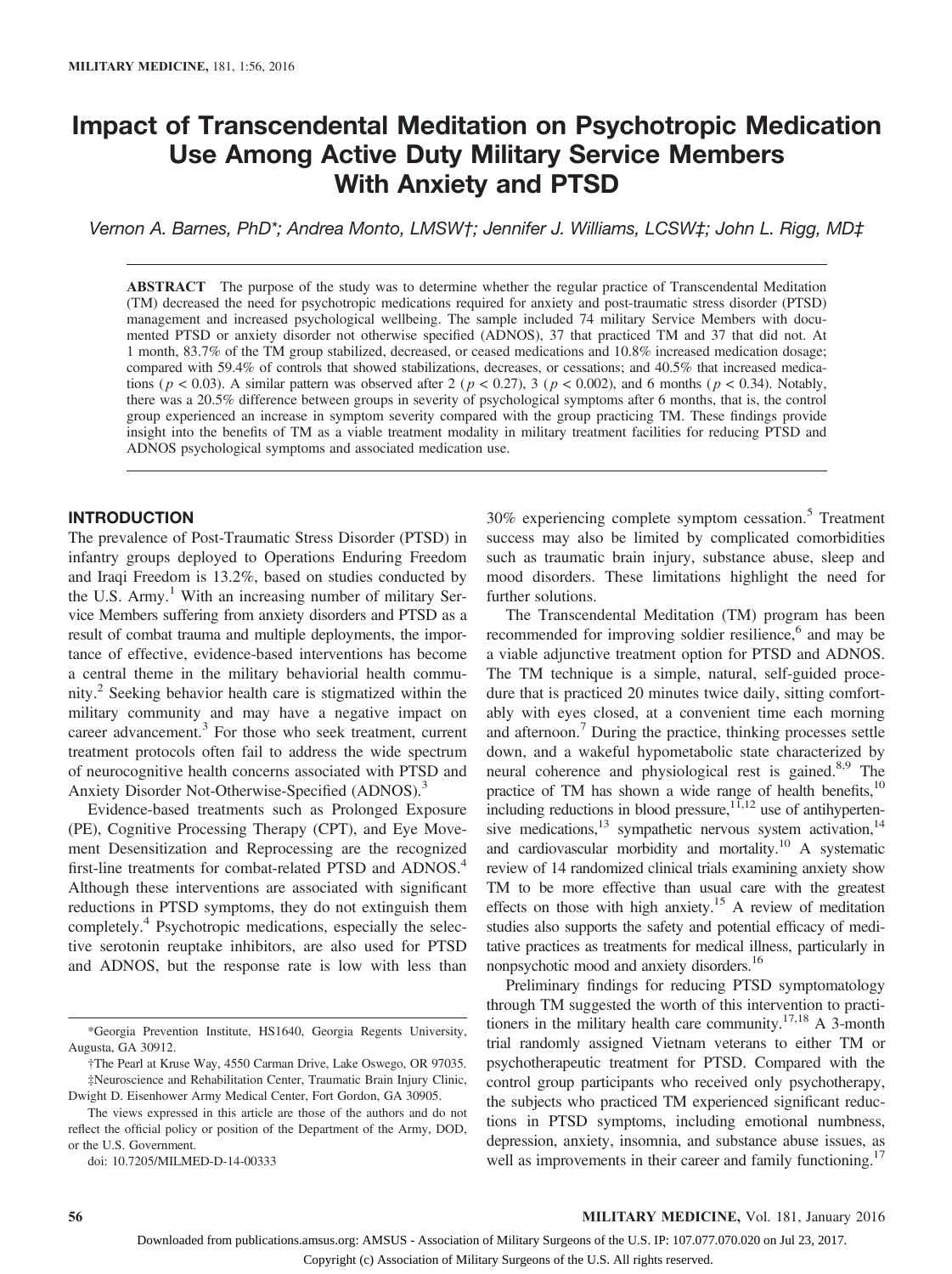# Impact of Transcendental Meditation on Psychotropic Medication Use Among Active Duty Military Service Members With Anxiety and PTSD

*Vernon A. Barnes, PhD\*; Andrea Monto, LMSW†; Jennifer J. Williams, LCSW‡; John L. Rigg, MD‡*

**ABSTRACT** The purpose of the study was to determine whether the regular practice of Transcendental Meditation (TM) decreased the need for psychotropic medications required for anxiety and post-traumatic stress disorder (PTSD) management and increased psychological wellbeing. The sample included 74 military Service Members with documented PTSD or anxiety disorder not otherwise specified (ADNOS), 37 that practiced TM and 37 that did not. At 1 month, 83.7% of the TM group stabilized, decreased, or ceased medications and 10.8% increased medication dosage; compared with 59.4% of controls that showed stabilizations, decreases, or cessations; and 40.5% that increased medications ($p < 0.03$). A similar pattern was observed after 2 ($p < 0.27$), 3 ($p < 0.002$), and 6 months ($p < 0.34$). Notably, there was a 20.5% difference between groups in severity of psychological symptoms after 6 months, that is, the control group experienced an increase in symptom severity compared with the group practicing TM. These findings provide insight into the benefits of TM as a viable treatment modality in military treatment facilities for reducing PTSD and ADNOS psychological symptoms and associated medication use.

## INTRODUCTION

The prevalence of Post-Traumatic Stress Disorder (PTSD) in infantry groups deployed to Operations Enduring Freedom and Iraqi Freedom is 13.2%, based on studies conducted by the U.S. Army.[1] With an increasing number of military Service Members suffering from anxiety disorders and PTSD as a result of combat trauma and multiple deployments, the importance of effective, evidence-based interventions has become a central theme in the military behaviorial health community.[2] Seeking behavior health care is stigmatized within the military community and may have a negative impact on career advancement.[3] For those who seek treatment, current treatment protocols often fail to address the wide spectrum of neurocognitive health concerns associated with PTSD and Anxiety Disorder Not-Otherwise-Specified (ADNOS).[3]

Evidence-based treatments such as Prolonged Exposure (PE), Cognitive Processing Therapy (CPT), and Eye Movement Desensitization and Reprocessing are the recognized first-line treatments for combat-related PTSD and ADNOS.[4] Although these interventions are associated with significant reductions in PTSD symptoms, they do not extinguish them completely.[4] Psychotropic medications, especially the selective serotonin reuptake inhibitors, are also used for PTSD and ADNOS, but the response rate is low with less than 30% experiencing complete symptom cessation.[5] Treatment success may also be limited by complicated comorbidities such as traumatic brain injury, substance abuse, sleep and mood disorders. These limitations highlight the need for further solutions.

The Transcendental Meditation (TM) program has been recommended for improving soldier resilience,[6] and may be a viable adjunctive treatment option for PTSD and ADNOS. The TM technique is a simple, natural, self-guided procedure that is practiced 20 minutes twice daily, sitting comfortably with eyes closed, at a convenient time each morning and afternoon.[7] During the practice, thinking processes settle down, and a wakeful hypometabolic state characterized by neural coherence and physiological rest is gained.[8,9] The practice of TM has shown a wide range of health benefits,[10] including reductions in blood pressure,[11,12] use of antihypertensive medications,[13] sympathetic nervous system activation,[14] and cardiovascular morbidity and mortality.[10] A systematic review of 14 randomized clinical trials examining anxiety show TM to be more effective than usual care with the greatest effects on those with high anxiety.[15] A review of meditation studies also supports the safety and potential efficacy of meditative practices as treatments for medical illness, particularly in nonpsychotic mood and anxiety disorders.[16]

Preliminary findings for reducing PTSD symptomatology through TM suggested the worth of this intervention to practitioners in the military health care community.[17,18] A 3-month trial randomly assigned Vietnam veterans to either TM or psychotherapeutic treatment for PTSD. Compared with the control group participants who received only psychotherapy, the subjects who practiced TM experienced significant reductions in PTSD symptoms, including emotional numbness, depression, anxiety, insomnia, and substance abuse issues, as well as improvements in their career and family functioning.[17]

---

\*Georgia Prevention Institute, HS1640, Georgia Regents University, Augusta, GA 30912.

†The Pearl at Kruse Way, 4550 Carman Drive, Lake Oswego, OR 97035.

‡Neuroscience and Rehabilitation Center, Traumatic Brain Injury Clinic, Dwight D. Eisenhower Army Medical Center, Fort Gordon, GA 30905.

The views expressed in this article are those of the authors and do not reflect the official policy or position of the Department of the Army, DOD, or the U.S. Government.

doi: 10.7205/MILMED-D-14-00333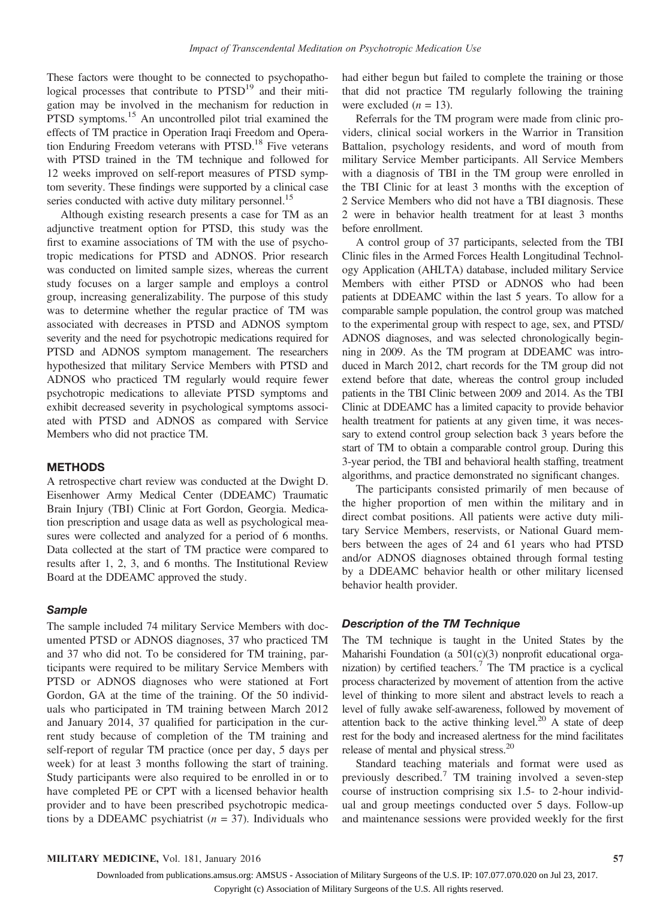These factors were thought to be connected to psychopathological processes that contribute to PTSD[19] and their mitigation may be involved in the mechanism for reduction in PTSD symptoms.[15] An uncontrolled pilot trial examined the effects of TM practice in Operation Iraqi Freedom and Operation Enduring Freedom veterans with PTSD.[18] Five veterans with PTSD trained in the TM technique and followed for 12 weeks improved on self-report measures of PTSD symptom severity. These findings were supported by a clinical case series conducted with active duty military personnel.[15]

Although existing research presents a case for TM as an adjunctive treatment option for PTSD, this study was the first to examine associations of TM with the use of psychotropic medications for PTSD and ADNOS. Prior research was conducted on limited sample sizes, whereas the current study focuses on a larger sample and employs a control group, increasing generalizability. The purpose of this study was to determine whether the regular practice of TM was associated with decreases in PTSD and ADNOS symptom severity and the need for psychotropic medications required for PTSD and ADNOS symptom management. The researchers hypothesized that military Service Members with PTSD and ADNOS who practiced TM regularly would require fewer psychotropic medications to alleviate PTSD symptoms and exhibit decreased severity in psychological symptoms associated with PTSD and ADNOS as compared with Service Members who did not practice TM.

## METHODS

A retrospective chart review was conducted at the Dwight D. Eisenhower Army Medical Center (DDEAMC) Traumatic Brain Injury (TBI) Clinic at Fort Gordon, Georgia. Medication prescription and usage data as well as psychological measures were collected and analyzed for a period of 6 months. Data collected at the start of TM practice were compared to results after 1, 2, 3, and 6 months. The Institutional Review Board at the DDEAMC approved the study.

### Sample

The sample included 74 military Service Members with documented PTSD or ADNOS diagnoses, 37 who practiced TM and 37 who did not. To be considered for TM training, participants were required to be military Service Members with PTSD or ADNOS diagnoses who were stationed at Fort Gordon, GA at the time of the training. Of the 50 individuals who participated in TM training between March 2012 and January 2014, 37 qualified for participation in the current study because of completion of the TM training and self-report of regular TM practice (once per day, 5 days per week) for at least 3 months following the start of training. Study participants were also required to be enrolled in or to have completed PE or CPT with a licensed behavior health provider and to have been prescribed psychotropic medications by a DDEAMC psychiatrist ($n = 37$). Individuals who had either begun but failed to complete the training or those that did not practice TM regularly following the training were excluded ($n = 13$).

Referrals for the TM program were made from clinic providers, clinical social workers in the Warrior in Transition Battalion, psychology residents, and word of mouth from military Service Member participants. All Service Members with a diagnosis of TBI in the TM group were enrolled in the TBI Clinic for at least 3 months with the exception of 2 Service Members who did not have a TBI diagnosis. These 2 were in behavior health treatment for at least 3 months before enrollment.

A control group of 37 participants, selected from the TBI Clinic files in the Armed Forces Health Longitudinal Technology Application (AHLTA) database, included military Service Members with either PTSD or ADNOS who had been patients at DDEAMC within the last 5 years. To allow for a comparable sample population, the control group was matched to the experimental group with respect to age, sex, and PTSD/ADNOS diagnoses, and was selected chronologically beginning in 2009. As the TM program at DDEAMC was introduced in March 2012, chart records for the TM group did not extend before that date, whereas the control group included patients in the TBI Clinic between 2009 and 2014. As the TBI Clinic at DDEAMC has a limited capacity to provide behavior health treatment for patients at any given time, it was necessary to extend control group selection back 3 years before the start of TM to obtain a comparable control group. During this 3-year period, the TBI and behavioral health staffing, treatment algorithms, and practice demonstrated no significant changes.

The participants consisted primarily of men because of the higher proportion of men within the military and in direct combat positions. All patients were active duty military Service Members, reservists, or National Guard members between the ages of 24 and 61 years who had PTSD and/or ADNOS diagnoses obtained through formal testing by a DDEAMC behavior health or other military licensed behavior health provider.

### Description of the TM Technique

The TM technique is taught in the United States by the Maharishi Foundation (a 501(c)(3) nonprofit educational organization) by certified teachers.[7] The TM practice is a cyclical process characterized by movement of attention from the active level of thinking to more silent and abstract levels to reach a level of fully awake self-awareness, followed by movement of attention back to the active thinking level.[20] A state of deep rest for the body and increased alertness for the mind facilitates release of mental and physical stress.[20]

Standard teaching materials and format were used as previously described.[7] TM training involved a seven-step course of instruction comprising six 1.5- to 2-hour individual and group meetings conducted over 5 days. Follow-up and maintenance sessions were provided weekly for the first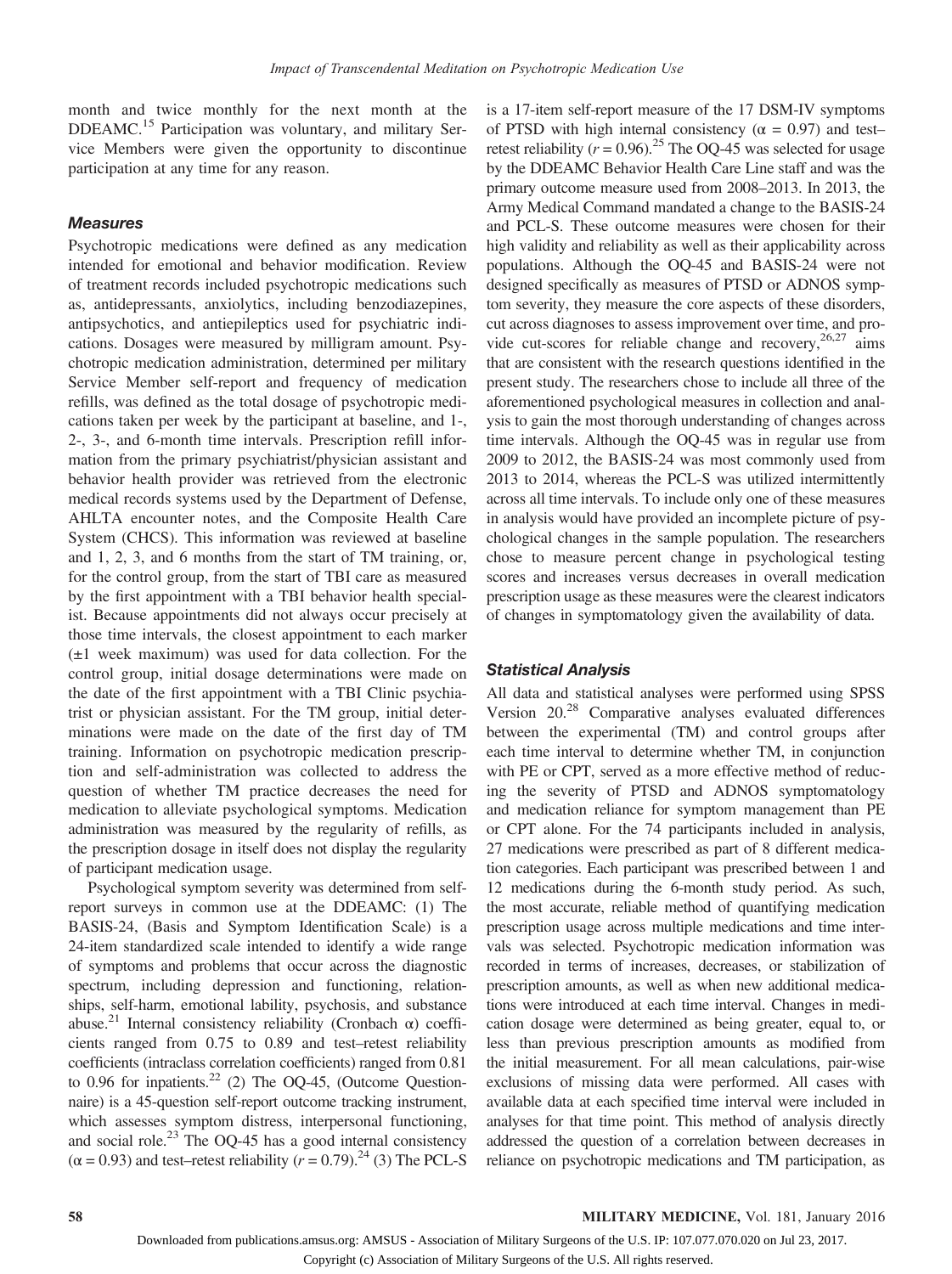month and twice monthly for the next month at the DDEAMC.[15] Participation was voluntary, and military Service Members were given the opportunity to discontinue participation at any time for any reason.

### Measures

Psychotropic medications were defined as any medication intended for emotional and behavior modification. Review of treatment records included psychotropic medications such as, antidepressants, anxiolytics, including benzodiazepines, antipsychotics, and antiepileptics used for psychiatric indications. Dosages were measured by milligram amount. Psychotropic medication administration, determined per military Service Member self-report and frequency of medication refills, was defined as the total dosage of psychotropic medications taken per week by the participant at baseline, and 1-, 2-, 3-, and 6-month time intervals. Prescription refill information from the primary psychiatrist/physician assistant and behavior health provider was retrieved from the electronic medical records systems used by the Department of Defense, AHLTA encounter notes, and the Composite Health Care System (CHCS). This information was reviewed at baseline and 1, 2, 3, and 6 months from the start of TM training, or, for the control group, from the start of TBI care as measured by the first appointment with a TBI behavior health specialist. Because appointments did not always occur precisely at those time intervals, the closest appointment to each marker (±1 week maximum) was used for data collection. For the control group, initial dosage determinations were made on the date of the first appointment with a TBI Clinic psychiatrist or physician assistant. For the TM group, initial determinations were made on the date of the first day of TM training. Information on psychotropic medication prescription and self-administration was collected to address the question of whether TM practice decreases the need for medication to alleviate psychological symptoms. Medication administration was measured by the regularity of refills, as the prescription dosage in itself does not display the regularity of participant medication usage.

Psychological symptom severity was determined from self-report surveys in common use at the DDEAMC: (1) The BASIS-24, (Basis and Symptom Identification Scale) is a 24-item standardized scale intended to identify a wide range of symptoms and problems that occur across the diagnostic spectrum, including depression and functioning, relationships, self-harm, emotional lability, psychosis, and substance abuse.[21] Internal consistency reliability (Cronbach α) coefficients ranged from 0.75 to 0.89 and test–retest reliability coefficients (intraclass correlation coefficients) ranged from 0.81 to 0.96 for inpatients.[22] (2) The OQ-45, (Outcome Questionnaire) is a 45-question self-report outcome tracking instrument, which assesses symptom distress, interpersonal functioning, and social role.[23] The OQ-45 has a good internal consistency ($\alpha = 0.93$) and test–retest reliability ($r = 0.79$).[24] (3) The PCL-S is a 17-item self-report measure of the 17 DSM-IV symptoms of PTSD with high internal consistency ($\alpha = 0.97$) and test–retest reliability ($r = 0.96$).[25] The OQ-45 was selected for usage by the DDEAMC Behavior Health Care Line staff and was the primary outcome measure used from 2008–2013. In 2013, the Army Medical Command mandated a change to the BASIS-24 and PCL-S. These outcome measures were chosen for their high validity and reliability as well as their applicability across populations. Although the OQ-45 and BASIS-24 were not designed specifically as measures of PTSD or ADNOS symptom severity, they measure the core aspects of these disorders, cut across diagnoses to assess improvement over time, and provide cut-scores for reliable change and recovery,[26,27] aims that are consistent with the research questions identified in the present study. The researchers chose to include all three of the aforementioned psychological measures in collection and analysis to gain the most thorough understanding of changes across time intervals. Although the OQ-45 was in regular use from 2009 to 2012, the BASIS-24 was most commonly used from 2013 to 2014, whereas the PCL-S was utilized intermittently across all time intervals. To include only one of these measures in analysis would have provided an incomplete picture of psychological changes in the sample population. The researchers chose to measure percent change in psychological testing scores and increases versus decreases in overall medication prescription usage as these measures were the clearest indicators of changes in symptomatology given the availability of data.

### Statistical Analysis

All data and statistical analyses were performed using SPSS Version 20.[28] Comparative analyses evaluated differences between the experimental (TM) and control groups after each time interval to determine whether TM, in conjunction with PE or CPT, served as a more effective method of reducing the severity of PTSD and ADNOS symptomatology and medication reliance for symptom management than PE or CPT alone. For the 74 participants included in analysis, 27 medications were prescribed as part of 8 different medication categories. Each participant was prescribed between 1 and 12 medications during the 6-month study period. As such, the most accurate, reliable method of quantifying medication prescription usage across multiple medications and time intervals was selected. Psychotropic medication information was recorded in terms of increases, decreases, or stabilization of prescription amounts, as well as when new additional medications were introduced at each time interval. Changes in medication dosage were determined as being greater, equal to, or less than previous prescription amounts as modified from the initial measurement. For all mean calculations, pair-wise exclusions of missing data were performed. All cases with available data at each specified time interval were included in analyses for that time point. This method of analysis directly addressed the question of a correlation between decreases in reliance on psychotropic medications and TM participation, as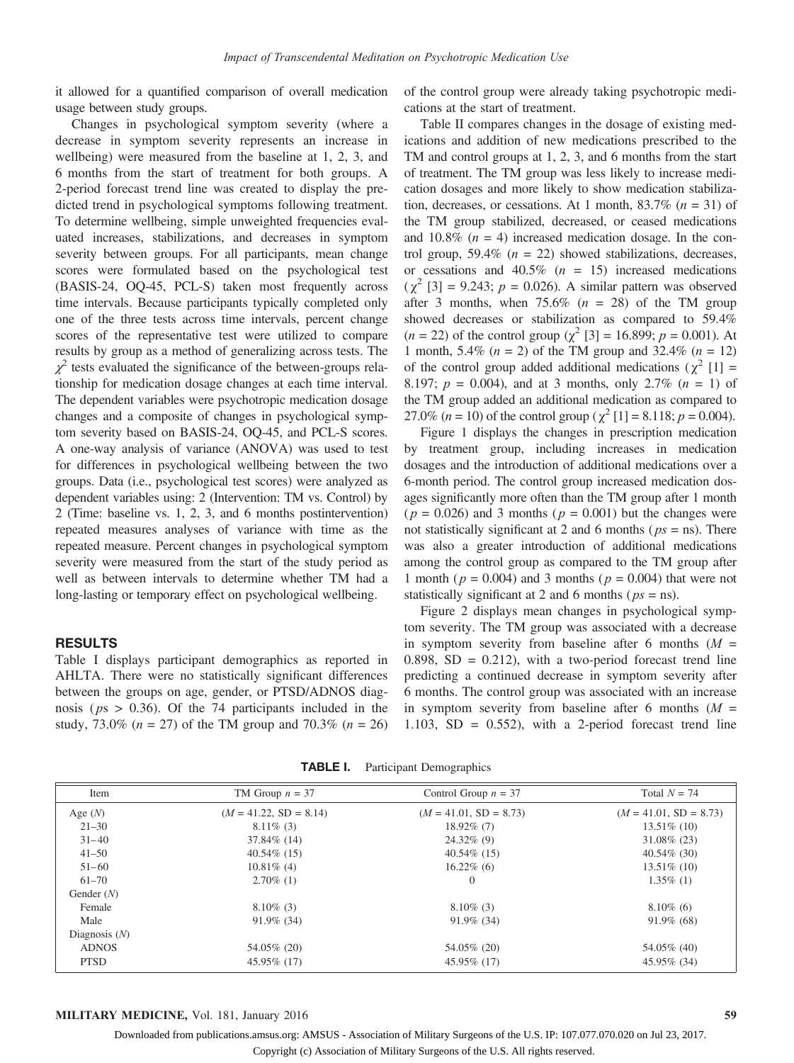it allowed for a quantified comparison of overall medication usage between study groups.

Changes in psychological symptom severity (where a decrease in symptom severity represents an increase in wellbeing) were measured from the baseline at 1, 2, 3, and 6 months from the start of treatment for both groups. A 2-period forecast trend line was created to display the predicted trend in psychological symptoms following treatment. To determine wellbeing, simple unweighted frequencies evaluated increases, stabilizations, and decreases in symptom severity between groups. For all participants, mean change scores were formulated based on the psychological test (BASIS-24, OQ-45, PCL-S) taken most frequently across time intervals. Because participants typically completed only one of the three tests across time intervals, percent change scores of the representative test were utilized to compare results by group as a method of generalizing across tests. The $\chi^2$ tests evaluated the significance of the between-groups relationship for medication dosage changes at each time interval. The dependent variables were psychotropic medication dosage changes and a composite of changes in psychological symptom severity based on BASIS-24, OQ-45, and PCL-S scores. A one-way analysis of variance (ANOVA) was used to test for differences in psychological wellbeing between the two groups. Data (i.e., psychological test scores) were analyzed as dependent variables using: 2 (Intervention: TM vs. Control) by 2 (Time: baseline vs. 1, 2, 3, and 6 months postintervention) repeated measures analyses of variance with time as the repeated measure. Percent changes in psychological symptom severity were measured from the start of the study period as well as between intervals to determine whether TM had a long-lasting or temporary effect on psychological wellbeing.

## RESULTS

Table I displays participant demographics as reported in AHLTA. There were no statistically significant differences between the groups on age, gender, or PTSD/ADNOS diagnosis (*p*s > 0.36). Of the 74 participants included in the study, 73.0% (*n* = 27) of the TM group and 70.3% (*n* = 26) of the control group were already taking psychotropic medications at the start of treatment.

Table II compares changes in the dosage of existing medications and addition of new medications prescribed to the TM and control groups at 1, 2, 3, and 6 months from the start of treatment. The TM group was less likely to increase medication dosages and more likely to show medication stabilization, decreases, or cessations. At 1 month, 83.7% (*n* = 31) of the TM group stabilized, decreased, or ceased medications and 10.8% (*n* = 4) increased medication dosage. In the control group, 59.4% (*n* = 22) showed stabilizations, decreases, or cessations and 40.5% (*n* = 15) increased medications ($\chi^2$ [3] = 9.243; $p = 0.026$). A similar pattern was observed after 3 months, when 75.6% (*n* = 28) of the TM group showed decreases or stabilization as compared to 59.4% (*n* = 22) of the control group ($\chi^2$ [3] = 16.899; $p = 0.001$). At 1 month, 5.4% (*n* = 2) of the TM group and 32.4% (*n* = 12) of the control group added additional medications ($\chi^2$ [1] = 8.197; $p = 0.004$), and at 3 months, only 2.7% (*n* = 1) of the TM group added an additional medication as compared to 27.0% (*n* = 10) of the control group ($\chi^2$ [1] = 8.118; $p = 0.004$).

Figure 1 displays the changes in prescription medication by treatment group, including increases in medication dosages and the introduction of additional medications over a 6-month period. The control group increased medication dosages significantly more often than the TM group after 1 month ($p = 0.026$) and 3 months ($p = 0.001$) but the changes were not statistically significant at 2 and 6 months (*ps* = ns). There was also a greater introduction of additional medications among the control group as compared to the TM group after 1 month ($p = 0.004$) and 3 months ($p = 0.004$) that were not statistically significant at 2 and 6 months (*ps* = ns).

Figure 2 displays mean changes in psychological symptom severity. The TM group was associated with a decrease in symptom severity from baseline after 6 months (*M* = 0.898, SD = 0.212), with a two-period forecast trend line predicting a continued decrease in symptom severity after 6 months. The control group was associated with an increase in symptom severity from baseline after 6 months (*M* = 1.103, SD = 0.552), with a 2-period forecast trend line

**TABLE I.** Participant Demographics

| Item | TM Group *n* = 37 | Control Group *n* = 37 | Total *N* = 74 |
|---|---|---|---|
| Age (*N*) | (*M* = 41.22, SD = 8.14) | (*M* = 41.01, SD = 8.73) | (*M* = 41.01, SD = 8.73) |
| 21–30 | 8.11% (3) | 18.92% (7) | 13.51% (10) |
| 31–40 | 37.84% (14) | 24.32% (9) | 31.08% (23) |
| 41–50 | 40.54% (15) | 40.54% (15) | 40.54% (30) |
| 51–60 | 10.81% (4) | 16.22% (6) | 13.51% (10) |
| 61–70 | 2.70% (1) | 0 | 1.35% (1) |
| Gender (*N*) | | | |
| Female | 8.10% (3) | 8.10% (3) | 8.10% (6) |
| Male | 91.9% (34) | 91.9% (34) | 91.9% (68) |
| Diagnosis (*N*) | | | |
| ADNOS | 54.05% (20) | 54.05% (20) | 54.05% (40) |
| PTSD | 45.95% (17) | 45.95% (17) | 45.95% (34) |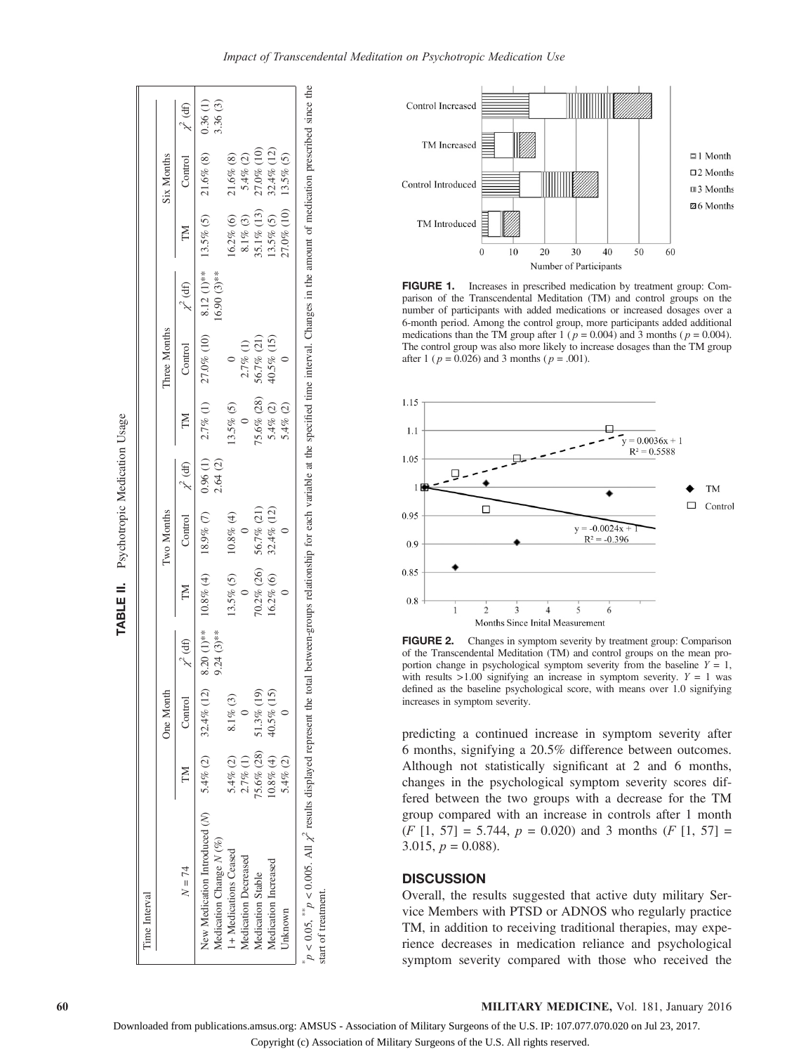**TABLE II.** Psychotropic Medication Usage

| Time Interval | One Month | | | Two Months | | | Three Months | | | Six Months | | |
|---|---|---|---|---|---|---|---|---|---|---|---|---|
| $N = 74$ | TM | Control | $\chi^2$ (df) | TM | Control | $\chi^2$ (df) | TM | Control | $\chi^2$ (df) | TM | Control | $\chi^2$ (df) |
| New Medication Introduced (*N*) | 5.4% (2) | 32.4% (12) | 8.20 (1)** | 10.8% (4) | 18.9% (7) | 0.96 (1) | 2.7% (1) | 27.0% (10) | 8.12 (1)** | 13.5% (5) | 21.6% (8) | 0.36 (1) |
| Medication Change *N* (%) | | | 9.24 (3)** | | | 2.64 (2) | | | 16.90 (3)** | | | 3.36 (3) |
| 1+ Medications Ceased | 5.4% (2) | 8.1% (3) | | 13.5% (5) | 10.8% (4) | | 13.5% (5) | 0 | | 16.2% (6) | 21.6% (8) | |
| Medication Decreased | 2.7% (1) | 0 | | 0 | 0 | | 0 | 2.7% (1) | | 8.1% (3) | 5.4% (2) | |
| Medication Stable | 75.6% (28) | 51.3% (19) | | 70.2% (26) | 56.7% (21) | | 75.6% (28) | 56.7% (21) | | 35.1% (13) | 27.0% (10) | |
| Medication Increased | 10.8% (4) | 40.5% (15) | | 16.2% (6) | 32.4% (12) | | 5.4% (2) | 40.5% (15) | | 13.5% (5) | 32.4% (12) | |
| Unknown | 5.4% (2) | 0 | | 0 | 0 | | 5.4% (2) | 0 | | 27.0% (10) | 13.5% (5) | |

\* $p < 0.05$, \*\* $p < 0.005$. All $\chi^2$ results displayed represent the total between-groups relationship for each variable at the specified time interval. Changes in the amount of medication prescribed since the start of treatment.

**FIGURE 1.** Increases in prescribed medication by treatment group: Comparison of the Transcendental Meditation (TM) and control groups on the number of participants with added medications or increased dosages over a 6-month period. Among the control group, more participants added additional medications than the TM group after 1 ($p = 0.004$) and 3 months ($p = 0.004$). The control group was also more likely to increase dosages than the TM group after 1 ($p = 0.026$) and 3 months ($p = .001$).

**FIGURE 2.** Changes in symptom severity by treatment group: Comparison of the Transcendental Meditation (TM) and control groups on the mean proportion change in psychological symptom severity from the baseline $Y = 1$, with results >1.00 signifying an increase in symptom severity. $Y = 1$ was defined as the baseline psychological score, with means over 1.0 signifying increases in symptom severity.

predicting a continued increase in symptom severity after 6 months, signifying a 20.5% difference between outcomes. Although not statistically significant at 2 and 6 months, changes in the psychological symptom severity scores differed between the two groups with a decrease for the TM group compared with an increase in controls after 1 month ($F$ [1, 57] = 5.744, $p = 0.020$) and 3 months ($F$ [1, 57] = 3.015, $p = 0.088$).

## DISCUSSION

Overall, the results suggested that active duty military Service Members with PTSD or ADNOS who regularly practice TM, in addition to receiving traditional therapies, may experience decreases in medication reliance and psychological symptom severity compared with those who received the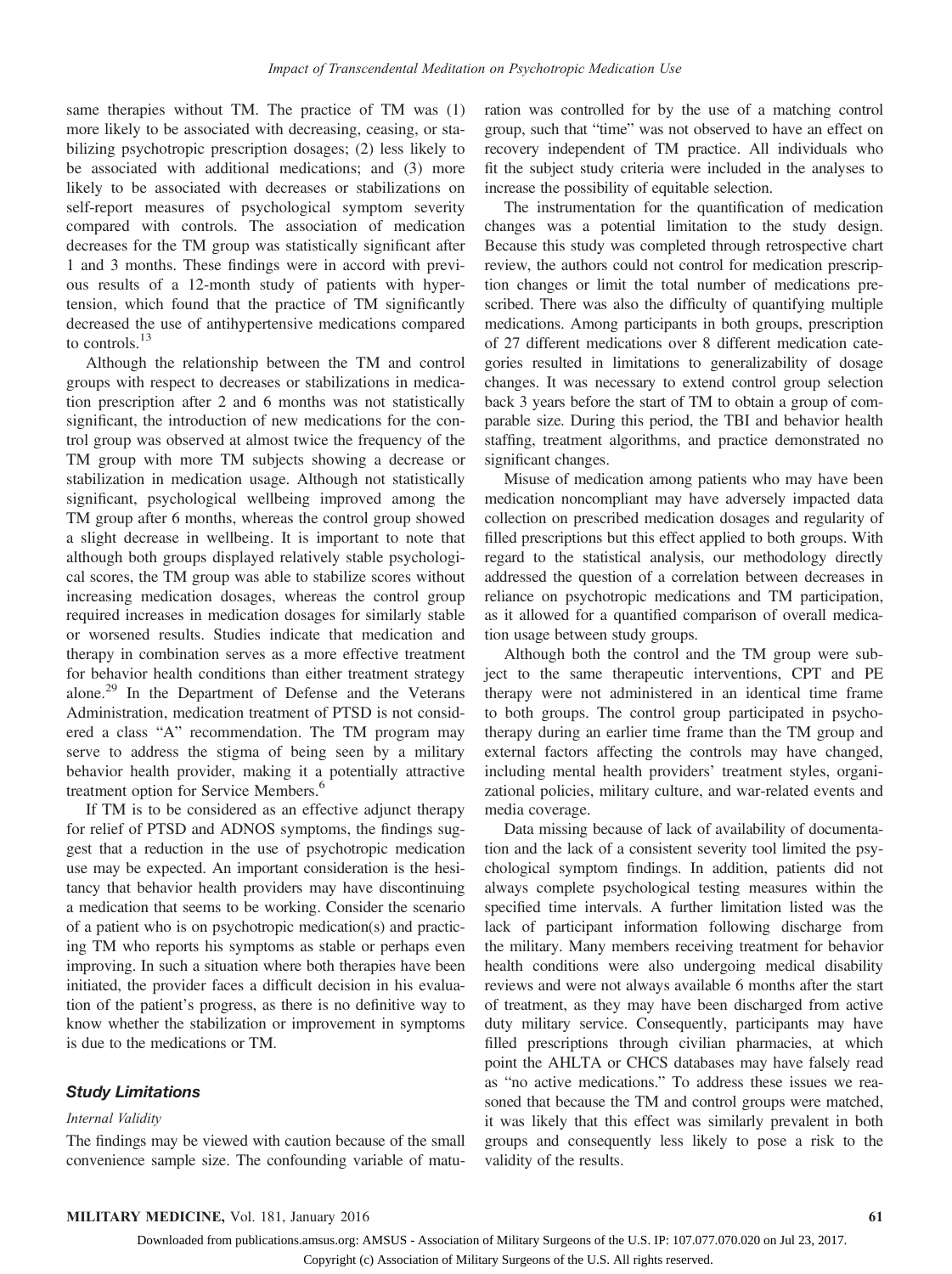same therapies without TM. The practice of TM was (1) more likely to be associated with decreasing, ceasing, or stabilizing psychotropic prescription dosages; (2) less likely to be associated with additional medications; and (3) more likely to be associated with decreases or stabilizations on self-report measures of psychological symptom severity compared with controls. The association of medication decreases for the TM group was statistically significant after 1 and 3 months. These findings were in accord with previous results of a 12-month study of patients with hypertension, which found that the practice of TM significantly decreased the use of antihypertensive medications compared to controls.[13]

Although the relationship between the TM and control groups with respect to decreases or stabilizations in medication prescription after 2 and 6 months was not statistically significant, the introduction of new medications for the control group was observed at almost twice the frequency of the TM group with more TM subjects showing a decrease or stabilization in medication usage. Although not statistically significant, psychological wellbeing improved among the TM group after 6 months, whereas the control group showed a slight decrease in wellbeing. It is important to note that although both groups displayed relatively stable psychological scores, the TM group was able to stabilize scores without increasing medication dosages, whereas the control group required increases in medication dosages for similarly stable or worsened results. Studies indicate that medication and therapy in combination serves as a more effective treatment for behavior health conditions than either treatment strategy alone.[29] In the Department of Defense and the Veterans Administration, medication treatment of PTSD is not considered a class "A" recommendation. The TM program may serve to address the stigma of being seen by a military behavior health provider, making it a potentially attractive treatment option for Service Members.[6]

If TM is to be considered as an effective adjunct therapy for relief of PTSD and ADNOS symptoms, the findings suggest that a reduction in the use of psychotropic medication use may be expected. An important consideration is the hesitancy that behavior health providers may have discontinuing a medication that seems to be working. Consider the scenario of a patient who is on psychotropic medication(s) and practicing TM who reports his symptoms as stable or perhaps even improving. In such a situation where both therapies have been initiated, the provider faces a difficult decision in his evaluation of the patient's progress, as there is no definitive way to know whether the stabilization or improvement in symptoms is due to the medications or TM.

### Study Limitations

#### *Internal Validity*

The findings may be viewed with caution because of the small convenience sample size. The confounding variable of maturation was controlled for by the use of a matching control group, such that "time" was not observed to have an effect on recovery independent of TM practice. All individuals who fit the subject study criteria were included in the analyses to increase the possibility of equitable selection.

The instrumentation for the quantification of medication changes was a potential limitation to the study design. Because this study was completed through retrospective chart review, the authors could not control for medication prescription changes or limit the total number of medications prescribed. There was also the difficulty of quantifying multiple medications. Among participants in both groups, prescription of 27 different medications over 8 different medication categories resulted in limitations to generalizability of dosage changes. It was necessary to extend control group selection back 3 years before the start of TM to obtain a group of comparable size. During this period, the TBI and behavior health staffing, treatment algorithms, and practice demonstrated no significant changes.

Misuse of medication among patients who may have been medication noncompliant may have adversely impacted data collection on prescribed medication dosages and regularity of filled prescriptions but this effect applied to both groups. With regard to the statistical analysis, our methodology directly addressed the question of a correlation between decreases in reliance on psychotropic medications and TM participation, as it allowed for a quantified comparison of overall medication usage between study groups.

Although both the control and the TM group were subject to the same therapeutic interventions, CPT and PE therapy were not administered in an identical time frame to both groups. The control group participated in psychotherapy during an earlier time frame than the TM group and external factors affecting the controls may have changed, including mental health providers' treatment styles, organizational policies, military culture, and war-related events and media coverage.

Data missing because of lack of availability of documentation and the lack of a consistent severity tool limited the psychological symptom findings. In addition, patients did not always complete psychological testing measures within the specified time intervals. A further limitation listed was the lack of participant information following discharge from the military. Many members receiving treatment for behavior health conditions were also undergoing medical disability reviews and were not always available 6 months after the start of treatment, as they may have been discharged from active duty military service. Consequently, participants may have filled prescriptions through civilian pharmacies, at which point the AHLTA or CHCS databases may have falsely read as "no active medications." To address these issues we reasoned that because the TM and control groups were matched, it was likely that this effect was similarly prevalent in both groups and consequently less likely to pose a risk to the validity of the results.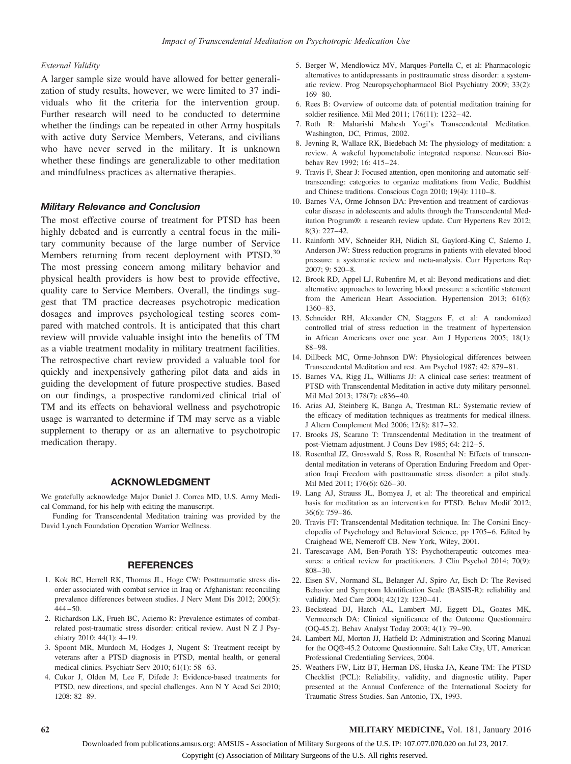*External Validity*

A larger sample size would have allowed for better generalization of study results, however, we were limited to 37 individuals who fit the criteria for the intervention group. Further research will need to be conducted to determine whether the findings can be repeated in other Army hospitals with active duty Service Members, Veterans, and civilians who have never served in the military. It is unknown whether these findings are generalizable to other meditation and mindfulness practices as alternative therapies.

### *Military Relevance and Conclusion*

The most effective course of treatment for PTSD has been highly debated and is currently a central focus in the military community because of the large number of Service Members returning from recent deployment with PTSD.[30] The most pressing concern among military behavior and physical health providers is how best to provide effective, quality care to Service Members. Overall, the findings suggest that TM practice decreases psychotropic medication dosages and improves psychological testing scores compared with matched controls. It is anticipated that this chart review will provide valuable insight into the benefits of TM as a viable treatment modality in military treatment facilities. The retrospective chart review provided a valuable tool for quickly and inexpensively gathering pilot data and aids in guiding the development of future prospective studies. Based on our findings, a prospective randomized clinical trial of TM and its effects on behavioral wellness and psychotropic usage is warranted to determine if TM may serve as a viable supplement to therapy or as an alternative to psychotropic medication therapy.

## ACKNOWLEDGMENT

We gratefully acknowledge Major Daniel J. Correa MD, U.S. Army Medical Command, for his help with editing the manuscript.

Funding for Transcendental Meditation training was provided by the David Lynch Foundation Operation Warrior Wellness.

## REFERENCES

1. Kok BC, Herrell RK, Thomas JL, Hoge CW: Posttraumatic stress disorder associated with combat service in Iraq or Afghanistan: reconciling prevalence differences between studies. J Nerv Ment Dis 2012; 200(5): 444–50.
2. Richardson LK, Frueh BC, Acierno R: Prevalence estimates of combat-related post-traumatic stress disorder: critical review. Aust N Z J Psychiatry 2010; 44(1): 4–19.
3. Spoont MR, Murdoch M, Hodges J, Nugent S: Treatment receipt by veterans after a PTSD diagnosis in PTSD, mental health, or general medical clinics. Psychiatr Serv 2010; 61(1): 58–63.
4. Cukor J, Olden M, Lee F, Difede J: Evidence-based treatments for PTSD, new directions, and special challenges. Ann N Y Acad Sci 2010; 1208: 82–89.
5. Berger W, Mendlowicz MV, Marques-Portella C, et al: Pharmacologic alternatives to antidepressants in posttraumatic stress disorder: a systematic review. Prog Neuropsychopharmacol Biol Psychiatry 2009; 33(2): 169–80.
6. Rees B: Overview of outcome data of potential meditation training for soldier resilience. Mil Med 2011; 176(11): 1232–42.
7. Roth R: Maharishi Mahesh Yogi's Transcendental Meditation. Washington, DC, Primus, 2002.
8. Jevning R, Wallace RK, Biedebach M: The physiology of meditation: a review. A wakeful hypometabolic integrated response. Neurosci Biobehav Rev 1992; 16: 415–24.
9. Travis F, Shear J: Focused attention, open monitoring and automatic self-transcending: categories to organize meditations from Vedic, Buddhist and Chinese traditions. Conscious Cogn 2010; 19(4): 1110–8.
10. Barnes VA, Orme-Johnson DA: Prevention and treatment of cardiovascular disease in adolescents and adults through the Transcendental Meditation Program®: a research review update. Curr Hypertens Rev 2012; 8(3): 227–42.
11. Rainforth MV, Schneider RH, Nidich SI, Gaylord-King C, Salerno J, Anderson JW: Stress reduction programs in patients with elevated blood pressure: a systematic review and meta-analysis. Curr Hypertens Rep 2007; 9: 520–8.
12. Brook RD, Appel LJ, Rubenfire M, et al: Beyond medications and diet: alternative approaches to lowering blood pressure: a scientific statement from the American Heart Association. Hypertension 2013; 61(6): 1360–83.
13. Schneider RH, Alexander CN, Staggers F, et al: A randomized controlled trial of stress reduction in the treatment of hypertension in African Americans over one year. Am J Hypertens 2005; 18(1): 88–98.
14. Dillbeck MC, Orme-Johnson DW: Physiological differences between Transcendental Meditation and rest. Am Psychol 1987; 42: 879–81.
15. Barnes VA, Rigg JL, Williams JJ: A clinical case series: treatment of PTSD with Transcendental Meditation in active duty military personnel. Mil Med 2013; 178(7): e836–40.
16. Arias AJ, Steinberg K, Banga A, Trestman RL: Systematic review of the efficacy of meditation techniques as treatments for medical illness. J Altern Complement Med 2006; 12(8): 817–32.
17. Brooks JS, Scarano T: Transcendental Meditation in the treatment of post-Vietnam adjustment. J Couns Dev 1985; 64: 212–5.
18. Rosenthal JZ, Grosswald S, Ross R, Rosenthal N: Effects of transcendental meditation in veterans of Operation Enduring Freedom and Operation Iraqi Freedom with posttraumatic stress disorder: a pilot study. Mil Med 2011; 176(6): 626–30.
19. Lang AJ, Strauss JL, Bomyea J, et al: The theoretical and empirical basis for meditation as an intervention for PTSD. Behav Modif 2012; 36(6): 759–86.
20. Travis FT: Transcendental Meditation technique. In: The Corsini Encyclopedia of Psychology and Behavioral Science, pp 1705–6. Edited by Craighead WE, Nemeroff CB. New York, Wiley, 2001.
21. Tarescavage AM, Ben-Porath YS: Psychotherapeutic outcomes measures: a critical review for practitioners. J Clin Psychol 2014; 70(9): 808–30.
22. Eisen SV, Normand SL, Belanger AJ, Spiro Ar, Esch D: The Revised Behavior and Symptom Identification Scale (BASIS-R): reliability and validity. Med Care 2004; 42(12): 1230–41.
23. Beckstead DJ, Hatch AL, Lambert MJ, Eggett DL, Goates MK, Vermeersch DA: Clinical significance of the Outcome Questionnaire (OQ-45.2). Behav Analyst Today 2003; 4(1): 79–90.
24. Lambert MJ, Morton JJ, Hatfield D: Administration and Scoring Manual for the OQ®-45.2 Outcome Questionnaire. Salt Lake City, UT, American Professional Credentialing Services, 2004.
25. Weathers FW, Litz BT, Herman DS, Huska JA, Keane TM: The PTSD Checklist (PCL): Reliability, validity, and diagnostic utility. Paper presented at the Annual Conference of the International Society for Traumatic Stress Studies. San Antonio, TX, 1993.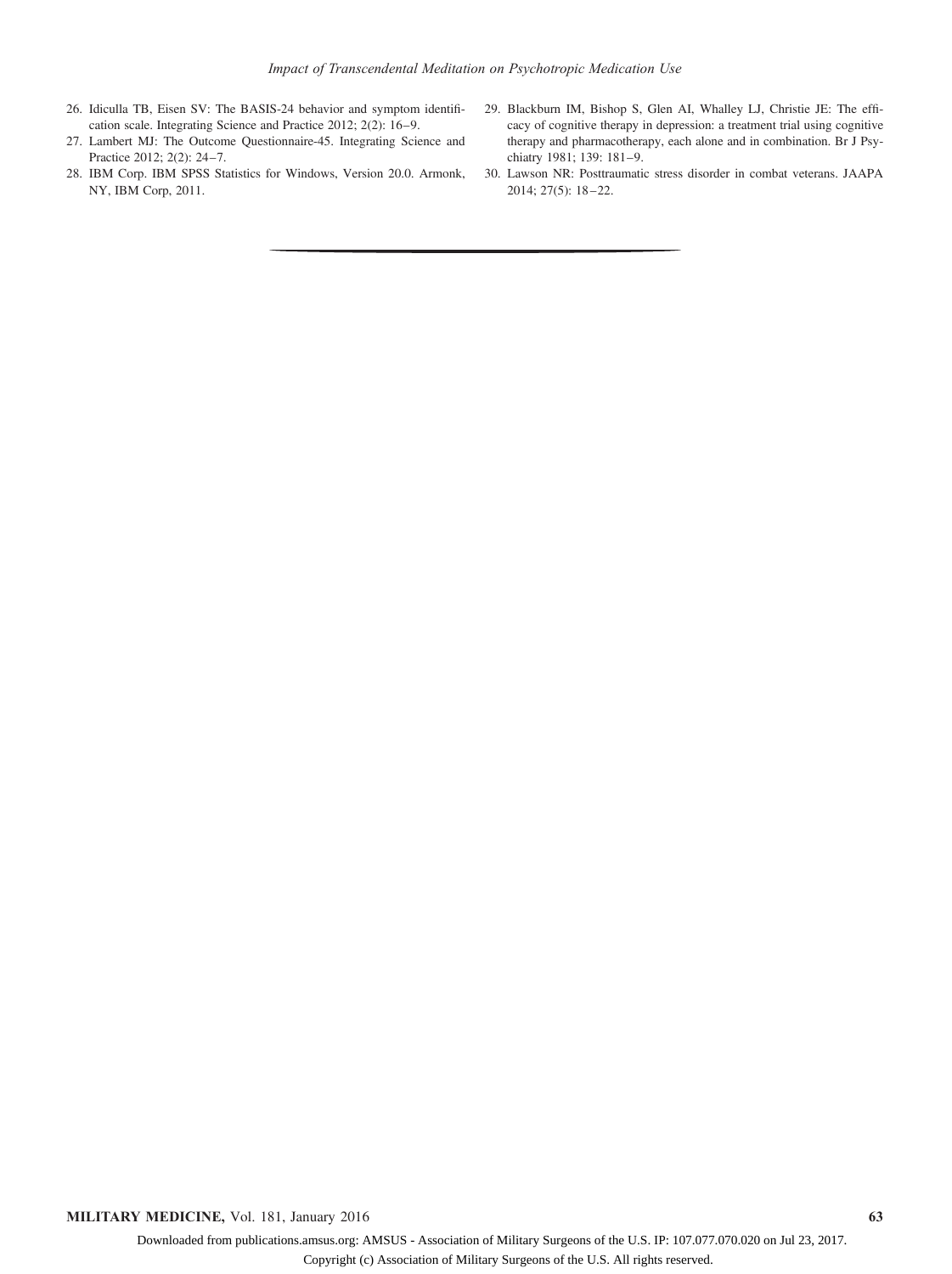26. Idiculla TB, Eisen SV: The BASIS-24 behavior and symptom identification scale. Integrating Science and Practice 2012; 2(2): 16–9.
27. Lambert MJ: The Outcome Questionnaire-45. Integrating Science and Practice 2012; 2(2): 24–7.
28. IBM Corp. IBM SPSS Statistics for Windows, Version 20.0. Armonk, NY, IBM Corp, 2011.
29. Blackburn IM, Bishop S, Glen AI, Whalley LJ, Christie JE: The efficacy of cognitive therapy in depression: a treatment trial using cognitive therapy and pharmacotherapy, each alone and in combination. Br J Psychiatry 1981; 139: 181–9.
30. Lawson NR: Posttraumatic stress disorder in combat veterans. JAAPA 2014; 27(5): 18–22.

Downloaded from publications.amsus.org: AMSUS - Association of Military Surgeons of the U.S. IP: 107.077.070.020 on Jul 23, 2017. Copyright (c) Association of Military Surgeons of the U.S. All rights reserved.